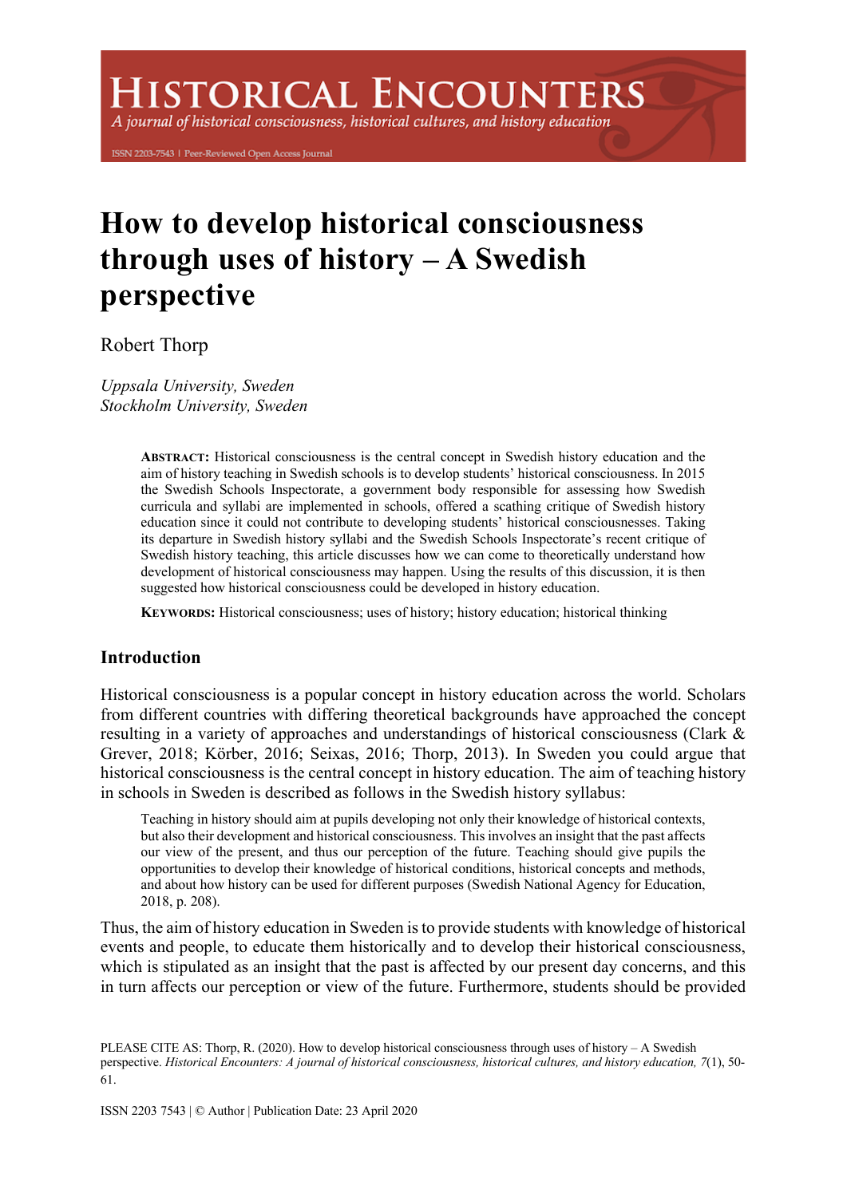# How to develop historical consciousness through uses of history – A Swedish perspective

Robert Thorp

*Uppsala University, Sweden*
*Stockholm University, Sweden*

**Abstract:** Historical consciousness is the central concept in Swedish history education and the aim of history teaching in Swedish schools is to develop students' historical consciousness. In 2015 the Swedish Schools Inspectorate, a government body responsible for assessing how Swedish curricula and syllabi are implemented in schools, offered a scathing critique of Swedish history education since it could not contribute to developing students' historical consciousnesses. Taking its departure in Swedish history syllabi and the Swedish Schools Inspectorate's recent critique of Swedish history teaching, this article discusses how we can come to theoretically understand how development of historical consciousness may happen. Using the results of this discussion, it is then suggested how historical consciousness could be developed in history education.

**Keywords:** Historical consciousness; uses of history; history education; historical thinking

## Introduction

Historical consciousness is a popular concept in history education across the world. Scholars from different countries with differing theoretical backgrounds have approached the concept resulting in a variety of approaches and understandings of historical consciousness (Clark & Grever, 2018; Körber, 2016; Seixas, 2016; Thorp, 2013). In Sweden you could argue that historical consciousness is the central concept in history education. The aim of teaching history in schools in Sweden is described as follows in the Swedish history syllabus:

> Teaching in history should aim at pupils developing not only their knowledge of historical contexts, but also their development and historical consciousness. This involves an insight that the past affects our view of the present, and thus our perception of the future. Teaching should give pupils the opportunities to develop their knowledge of historical conditions, historical concepts and methods, and about how history can be used for different purposes (Swedish National Agency for Education, 2018, p. 208).

Thus, the aim of history education in Sweden is to provide students with knowledge of historical events and people, to educate them historically and to develop their historical consciousness, which is stipulated as an insight that the past is affected by our present day concerns, and this in turn affects our perception or view of the future. Furthermore, students should be provided

PLEASE CITE AS: Thorp, R. (2020). How to develop historical consciousness through uses of history – A Swedish perspective. *Historical Encounters: A journal of historical consciousness, historical cultures, and history education, 7*(1), 50-61.

ISSN 2203 7543 | © Author | Publication Date: 23 April 2020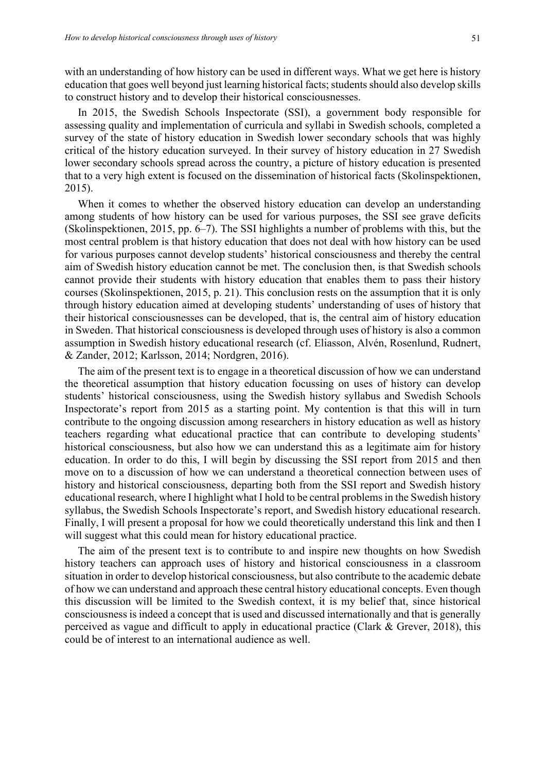with an understanding of how history can be used in different ways. What we get here is history education that goes well beyond just learning historical facts; students should also develop skills to construct history and to develop their historical consciousnesses.

In 2015, the Swedish Schools Inspectorate (SSI), a government body responsible for assessing quality and implementation of curricula and syllabi in Swedish schools, completed a survey of the state of history education in Swedish lower secondary schools that was highly critical of the history education surveyed. In their survey of history education in 27 Swedish lower secondary schools spread across the country, a picture of history education is presented that to a very high extent is focused on the dissemination of historical facts (Skolinspektionen, 2015).

When it comes to whether the observed history education can develop an understanding among students of how history can be used for various purposes, the SSI see grave deficits (Skolinspektionen, 2015, pp. 6–7). The SSI highlights a number of problems with this, but the most central problem is that history education that does not deal with how history can be used for various purposes cannot develop students' historical consciousness and thereby the central aim of Swedish history education cannot be met. The conclusion then, is that Swedish schools cannot provide their students with history education that enables them to pass their history courses (Skolinspektionen, 2015, p. 21). This conclusion rests on the assumption that it is only through history education aimed at developing students' understanding of uses of history that their historical consciousnesses can be developed, that is, the central aim of history education in Sweden. That historical consciousness is developed through uses of history is also a common assumption in Swedish history educational research (cf. Eliasson, Alvén, Rosenlund, Rudnert, & Zander, 2012; Karlsson, 2014; Nordgren, 2016).

The aim of the present text is to engage in a theoretical discussion of how we can understand the theoretical assumption that history education focussing on uses of history can develop students' historical consciousness, using the Swedish history syllabus and Swedish Schools Inspectorate's report from 2015 as a starting point. My contention is that this will in turn contribute to the ongoing discussion among researchers in history education as well as history teachers regarding what educational practice that can contribute to developing students' historical consciousness, but also how we can understand this as a legitimate aim for history education. In order to do this, I will begin by discussing the SSI report from 2015 and then move on to a discussion of how we can understand a theoretical connection between uses of history and historical consciousness, departing both from the SSI report and Swedish history educational research, where I highlight what I hold to be central problems in the Swedish history syllabus, the Swedish Schools Inspectorate's report, and Swedish history educational research. Finally, I will present a proposal for how we could theoretically understand this link and then I will suggest what this could mean for history educational practice.

The aim of the present text is to contribute to and inspire new thoughts on how Swedish history teachers can approach uses of history and historical consciousness in a classroom situation in order to develop historical consciousness, but also contribute to the academic debate of how we can understand and approach these central history educational concepts. Even though this discussion will be limited to the Swedish context, it is my belief that, since historical consciousness is indeed a concept that is used and discussed internationally and that is generally perceived as vague and difficult to apply in educational practice (Clark & Grever, 2018), this could be of interest to an international audience as well.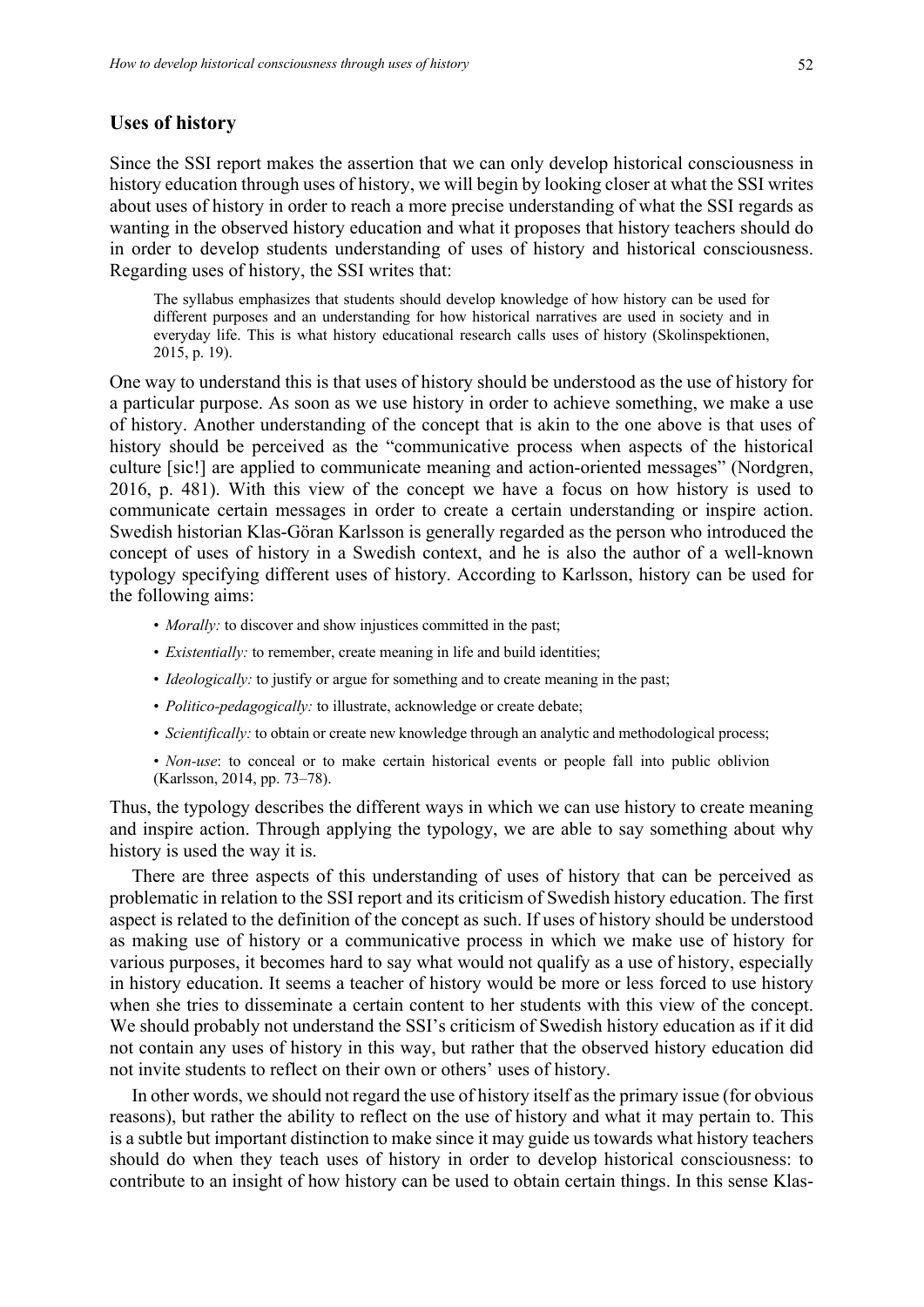## Uses of history

Since the SSI report makes the assertion that we can only develop historical consciousness in history education through uses of history, we will begin by looking closer at what the SSI writes about uses of history in order to reach a more precise understanding of what the SSI regards as wanting in the observed history education and what it proposes that history teachers should do in order to develop students understanding of uses of history and historical consciousness. Regarding uses of history, the SSI writes that:

> The syllabus emphasizes that students should develop knowledge of how history can be used for different purposes and an understanding for how historical narratives are used in society and in everyday life. This is what history educational research calls uses of history (Skolinspektionen, 2015, p. 19).

One way to understand this is that uses of history should be understood as the use of history for a particular purpose. As soon as we use history in order to achieve something, we make a use of history. Another understanding of the concept that is akin to the one above is that uses of history should be perceived as the "communicative process when aspects of the historical culture [sic!] are applied to communicate meaning and action-oriented messages" (Nordgren, 2016, p. 481). With this view of the concept we have a focus on how history is used to communicate certain messages in order to create a certain understanding or inspire action. Swedish historian Klas-Göran Karlsson is generally regarded as the person who introduced the concept of uses of history in a Swedish context, and he is also the author of a well-known typology specifying different uses of history. According to Karlsson, history can be used for the following aims:

- *Morally:* to discover and show injustices committed in the past;
- *Existentially:* to remember, create meaning in life and build identities;
- *Ideologically:* to justify or argue for something and to create meaning in the past;
- *Politico-pedagogically:* to illustrate, acknowledge or create debate;
- *Scientifically:* to obtain or create new knowledge through an analytic and methodological process;
- *Non-use*: to conceal or to make certain historical events or people fall into public oblivion (Karlsson, 2014, pp. 73–78).

Thus, the typology describes the different ways in which we can use history to create meaning and inspire action. Through applying the typology, we are able to say something about why history is used the way it is.

There are three aspects of this understanding of uses of history that can be perceived as problematic in relation to the SSI report and its criticism of Swedish history education. The first aspect is related to the definition of the concept as such. If uses of history should be understood as making use of history or a communicative process in which we make use of history for various purposes, it becomes hard to say what would not qualify as a use of history, especially in history education. It seems a teacher of history would be more or less forced to use history when she tries to disseminate a certain content to her students with this view of the concept. We should probably not understand the SSI's criticism of Swedish history education as if it did not contain any uses of history in this way, but rather that the observed history education did not invite students to reflect on their own or others' uses of history.

In other words, we should not regard the use of history itself as the primary issue (for obvious reasons), but rather the ability to reflect on the use of history and what it may pertain to. This is a subtle but important distinction to make since it may guide us towards what history teachers should do when they teach uses of history in order to develop historical consciousness: to contribute to an insight of how history can be used to obtain certain things. In this sense Klas-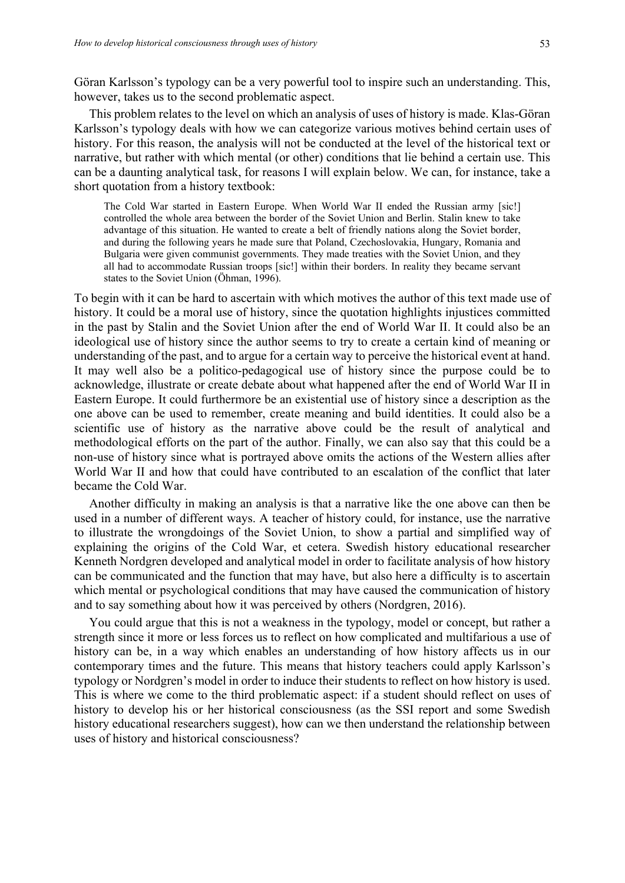Göran Karlsson's typology can be a very powerful tool to inspire such an understanding. This, however, takes us to the second problematic aspect.

This problem relates to the level on which an analysis of uses of history is made. Klas-Göran Karlsson's typology deals with how we can categorize various motives behind certain uses of history. For this reason, the analysis will not be conducted at the level of the historical text or narrative, but rather with which mental (or other) conditions that lie behind a certain use. This can be a daunting analytical task, for reasons I will explain below. We can, for instance, take a short quotation from a history textbook:

> The Cold War started in Eastern Europe. When World War II ended the Russian army [sic!] controlled the whole area between the border of the Soviet Union and Berlin. Stalin knew to take advantage of this situation. He wanted to create a belt of friendly nations along the Soviet border, and during the following years he made sure that Poland, Czechoslovakia, Hungary, Romania and Bulgaria were given communist governments. They made treaties with the Soviet Union, and they all had to accommodate Russian troops [sic!] within their borders. In reality they became servant states to the Soviet Union (Öhman, 1996).

To begin with it can be hard to ascertain with which motives the author of this text made use of history. It could be a moral use of history, since the quotation highlights injustices committed in the past by Stalin and the Soviet Union after the end of World War II. It could also be an ideological use of history since the author seems to try to create a certain kind of meaning or understanding of the past, and to argue for a certain way to perceive the historical event at hand. It may well also be a politico-pedagogical use of history since the purpose could be to acknowledge, illustrate or create debate about what happened after the end of World War II in Eastern Europe. It could furthermore be an existential use of history since a description as the one above can be used to remember, create meaning and build identities. It could also be a scientific use of history as the narrative above could be the result of analytical and methodological efforts on the part of the author. Finally, we can also say that this could be a non-use of history since what is portrayed above omits the actions of the Western allies after World War II and how that could have contributed to an escalation of the conflict that later became the Cold War.

Another difficulty in making an analysis is that a narrative like the one above can then be used in a number of different ways. A teacher of history could, for instance, use the narrative to illustrate the wrongdoings of the Soviet Union, to show a partial and simplified way of explaining the origins of the Cold War, et cetera. Swedish history educational researcher Kenneth Nordgren developed and analytical model in order to facilitate analysis of how history can be communicated and the function that may have, but also here a difficulty is to ascertain which mental or psychological conditions that may have caused the communication of history and to say something about how it was perceived by others (Nordgren, 2016).

You could argue that this is not a weakness in the typology, model or concept, but rather a strength since it more or less forces us to reflect on how complicated and multifarious a use of history can be, in a way which enables an understanding of how history affects us in our contemporary times and the future. This means that history teachers could apply Karlsson's typology or Nordgren's model in order to induce their students to reflect on how history is used. This is where we come to the third problematic aspect: if a student should reflect on uses of history to develop his or her historical consciousness (as the SSI report and some Swedish history educational researchers suggest), how can we then understand the relationship between uses of history and historical consciousness?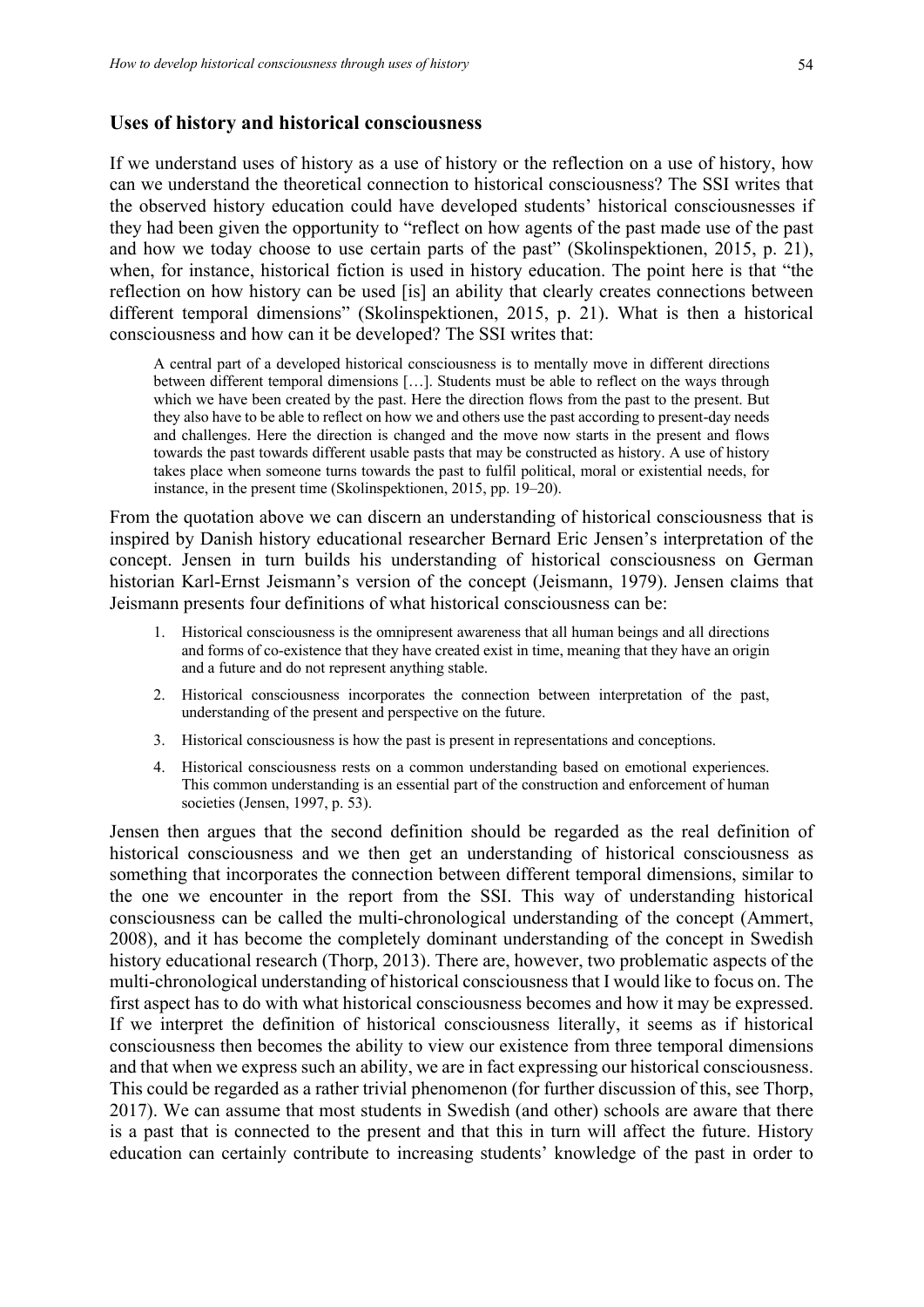## Uses of history and historical consciousness

If we understand uses of history as a use of history or the reflection on a use of history, how can we understand the theoretical connection to historical consciousness? The SSI writes that the observed history education could have developed students' historical consciousnesses if they had been given the opportunity to "reflect on how agents of the past made use of the past and how we today choose to use certain parts of the past" (Skolinspektionen, 2015, p. 21), when, for instance, historical fiction is used in history education. The point here is that "the reflection on how history can be used [is] an ability that clearly creates connections between different temporal dimensions" (Skolinspektionen, 2015, p. 21). What is then a historical consciousness and how can it be developed? The SSI writes that:

> A central part of a developed historical consciousness is to mentally move in different directions between different temporal dimensions […]. Students must be able to reflect on the ways through which we have been created by the past. Here the direction flows from the past to the present. But they also have to be able to reflect on how we and others use the past according to present-day needs and challenges. Here the direction is changed and the move now starts in the present and flows towards the past towards different usable pasts that may be constructed as history. A use of history takes place when someone turns towards the past to fulfil political, moral or existential needs, for instance, in the present time (Skolinspektionen, 2015, pp. 19–20).

From the quotation above we can discern an understanding of historical consciousness that is inspired by Danish history educational researcher Bernard Eric Jensen's interpretation of the concept. Jensen in turn builds his understanding of historical consciousness on German historian Karl-Ernst Jeismann's version of the concept (Jeismann, 1979). Jensen claims that Jeismann presents four definitions of what historical consciousness can be:

1. Historical consciousness is the omnipresent awareness that all human beings and all directions and forms of co-existence that they have created exist in time, meaning that they have an origin and a future and do not represent anything stable.
2. Historical consciousness incorporates the connection between interpretation of the past, understanding of the present and perspective on the future.
3. Historical consciousness is how the past is present in representations and conceptions.
4. Historical consciousness rests on a common understanding based on emotional experiences. This common understanding is an essential part of the construction and enforcement of human societies (Jensen, 1997, p. 53).

Jensen then argues that the second definition should be regarded as the real definition of historical consciousness and we then get an understanding of historical consciousness as something that incorporates the connection between different temporal dimensions, similar to the one we encounter in the report from the SSI. This way of understanding historical consciousness can be called the multi-chronological understanding of the concept (Ammert, 2008), and it has become the completely dominant understanding of the concept in Swedish history educational research (Thorp, 2013). There are, however, two problematic aspects of the multi-chronological understanding of historical consciousness that I would like to focus on. The first aspect has to do with what historical consciousness becomes and how it may be expressed. If we interpret the definition of historical consciousness literally, it seems as if historical consciousness then becomes the ability to view our existence from three temporal dimensions and that when we express such an ability, we are in fact expressing our historical consciousness. This could be regarded as a rather trivial phenomenon (for further discussion of this, see Thorp, 2017). We can assume that most students in Swedish (and other) schools are aware that there is a past that is connected to the present and that this in turn will affect the future. History education can certainly contribute to increasing students' knowledge of the past in order to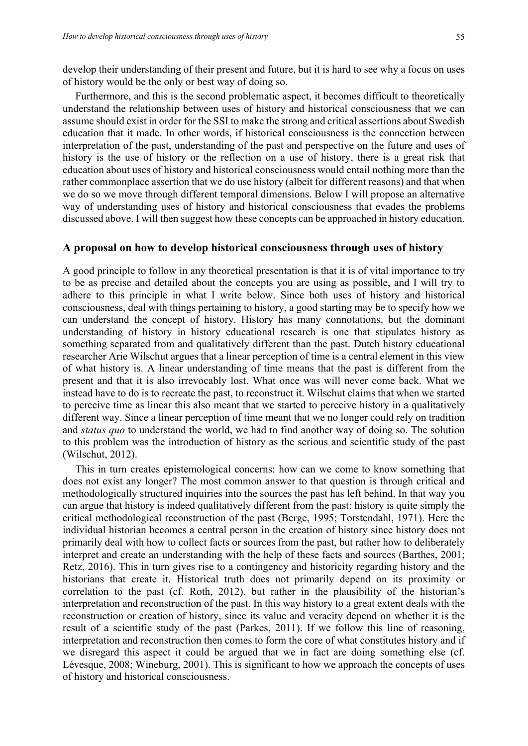develop their understanding of their present and future, but it is hard to see why a focus on uses of history would be the only or best way of doing so.

Furthermore, and this is the second problematic aspect, it becomes difficult to theoretically understand the relationship between uses of history and historical consciousness that we can assume should exist in order for the SSI to make the strong and critical assertions about Swedish education that it made. In other words, if historical consciousness is the connection between interpretation of the past, understanding of the past and perspective on the future and uses of history is the use of history or the reflection on a use of history, there is a great risk that education about uses of history and historical consciousness would entail nothing more than the rather commonplace assertion that we do use history (albeit for different reasons) and that when we do so we move through different temporal dimensions. Below I will propose an alternative way of understanding uses of history and historical consciousness that evades the problems discussed above. I will then suggest how these concepts can be approached in history education.

## A proposal on how to develop historical consciousness through uses of history

A good principle to follow in any theoretical presentation is that it is of vital importance to try to be as precise and detailed about the concepts you are using as possible, and I will try to adhere to this principle in what I write below. Since both uses of history and historical consciousness, deal with things pertaining to history, a good starting may be to specify how we can understand the concept of history. History has many connotations, but the dominant understanding of history in history educational research is one that stipulates history as something separated from and qualitatively different than the past. Dutch history educational researcher Arie Wilschut argues that a linear perception of time is a central element in this view of what history is. A linear understanding of time means that the past is different from the present and that it is also irrevocably lost. What once was will never come back. What we instead have to do is to recreate the past, to reconstruct it. Wilschut claims that when we started to perceive time as linear this also meant that we started to perceive history in a qualitatively different way. Since a linear perception of time meant that we no longer could rely on tradition and *status quo* to understand the world, we had to find another way of doing so. The solution to this problem was the introduction of history as the serious and scientific study of the past (Wilschut, 2012).

This in turn creates epistemological concerns: how can we come to know something that does not exist any longer? The most common answer to that question is through critical and methodologically structured inquiries into the sources the past has left behind. In that way you can argue that history is indeed qualitatively different from the past: history is quite simply the critical methodological reconstruction of the past (Berge, 1995; Torstendahl, 1971). Here the individual historian becomes a central person in the creation of history since history does not primarily deal with how to collect facts or sources from the past, but rather how to deliberately interpret and create an understanding with the help of these facts and sources (Barthes, 2001; Retz, 2016). This in turn gives rise to a contingency and historicity regarding history and the historians that create it. Historical truth does not primarily depend on its proximity or correlation to the past (cf. Roth, 2012), but rather in the plausibility of the historian's interpretation and reconstruction of the past. In this way history to a great extent deals with the reconstruction or creation of history, since its value and veracity depend on whether it is the result of a scientific study of the past (Parkes, 2011). If we follow this line of reasoning, interpretation and reconstruction then comes to form the core of what constitutes history and if we disregard this aspect it could be argued that we in fact are doing something else (cf. Lévesque, 2008; Wineburg, 2001). This is significant to how we approach the concepts of uses of history and historical consciousness.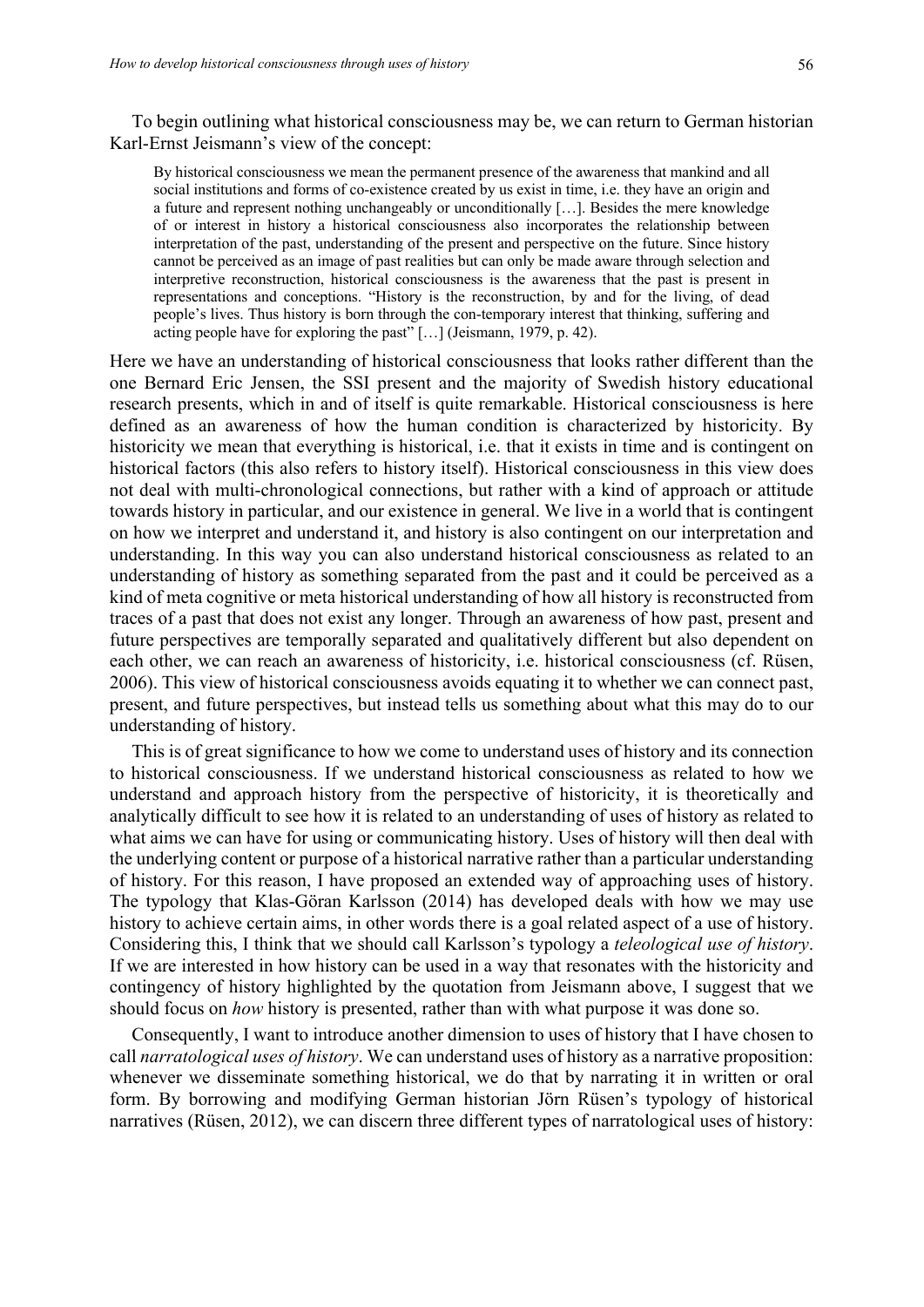To begin outlining what historical consciousness may be, we can return to German historian Karl-Ernst Jeismann's view of the concept:

> By historical consciousness we mean the permanent presence of the awareness that mankind and all social institutions and forms of co-existence created by us exist in time, i.e. they have an origin and a future and represent nothing unchangeably or unconditionally […]. Besides the mere knowledge of or interest in history a historical consciousness also incorporates the relationship between interpretation of the past, understanding of the present and perspective on the future. Since history cannot be perceived as an image of past realities but can only be made aware through selection and interpretive reconstruction, historical consciousness is the awareness that the past is present in representations and conceptions. "History is the reconstruction, by and for the living, of dead people's lives. Thus history is born through the con-temporary interest that thinking, suffering and acting people have for exploring the past" […] (Jeismann, 1979, p. 42).

Here we have an understanding of historical consciousness that looks rather different than the one Bernard Eric Jensen, the SSI present and the majority of Swedish history educational research presents, which in and of itself is quite remarkable. Historical consciousness is here defined as an awareness of how the human condition is characterized by historicity. By historicity we mean that everything is historical, i.e. that it exists in time and is contingent on historical factors (this also refers to history itself). Historical consciousness in this view does not deal with multi-chronological connections, but rather with a kind of approach or attitude towards history in particular, and our existence in general. We live in a world that is contingent on how we interpret and understand it, and history is also contingent on our interpretation and understanding. In this way you can also understand historical consciousness as related to an understanding of history as something separated from the past and it could be perceived as a kind of meta cognitive or meta historical understanding of how all history is reconstructed from traces of a past that does not exist any longer. Through an awareness of how past, present and future perspectives are temporally separated and qualitatively different but also dependent on each other, we can reach an awareness of historicity, i.e. historical consciousness (cf. Rüsen, 2006). This view of historical consciousness avoids equating it to whether we can connect past, present, and future perspectives, but instead tells us something about what this may do to our understanding of history.

This is of great significance to how we come to understand uses of history and its connection to historical consciousness. If we understand historical consciousness as related to how we understand and approach history from the perspective of historicity, it is theoretically and analytically difficult to see how it is related to an understanding of uses of history as related to what aims we can have for using or communicating history. Uses of history will then deal with the underlying content or purpose of a historical narrative rather than a particular understanding of history. For this reason, I have proposed an extended way of approaching uses of history. The typology that Klas-Göran Karlsson (2014) has developed deals with how we may use history to achieve certain aims, in other words there is a goal related aspect of a use of history. Considering this, I think that we should call Karlsson's typology a *teleological use of history*. If we are interested in how history can be used in a way that resonates with the historicity and contingency of history highlighted by the quotation from Jeismann above, I suggest that we should focus on *how* history is presented, rather than with what purpose it was done so.

Consequently, I want to introduce another dimension to uses of history that I have chosen to call *narratological uses of history*. We can understand uses of history as a narrative proposition: whenever we disseminate something historical, we do that by narrating it in written or oral form. By borrowing and modifying German historian Jörn Rüsen's typology of historical narratives (Rüsen, 2012), we can discern three different types of narratological uses of history: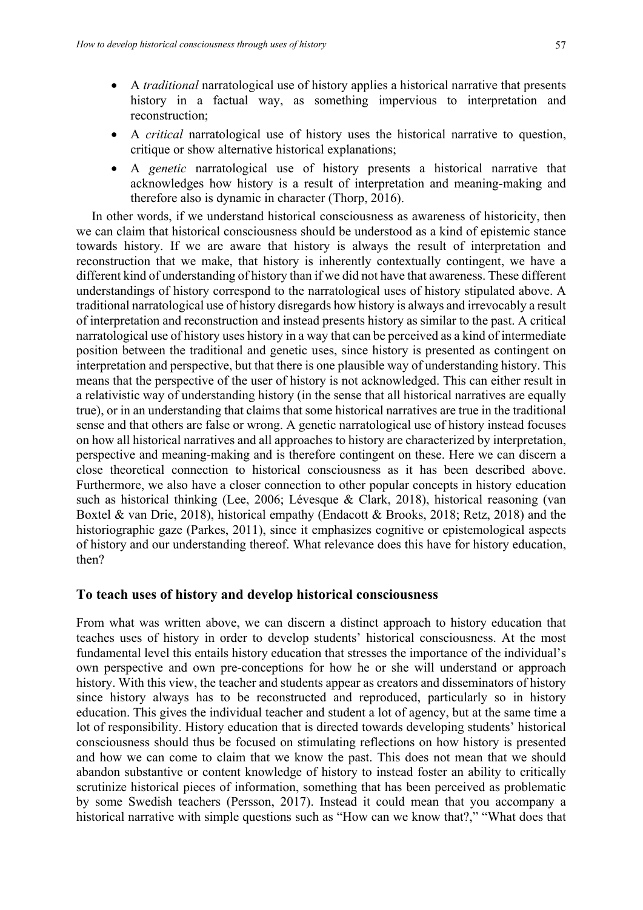- A *traditional* narratological use of history applies a historical narrative that presents history in a factual way, as something impervious to interpretation and reconstruction;
- A *critical* narratological use of history uses the historical narrative to question, critique or show alternative historical explanations;
- A *genetic* narratological use of history presents a historical narrative that acknowledges how history is a result of interpretation and meaning-making and therefore also is dynamic in character (Thorp, 2016).

In other words, if we understand historical consciousness as awareness of historicity, then we can claim that historical consciousness should be understood as a kind of epistemic stance towards history. If we are aware that history is always the result of interpretation and reconstruction that we make, that history is inherently contextually contingent, we have a different kind of understanding of history than if we did not have that awareness. These different understandings of history correspond to the narratological uses of history stipulated above. A traditional narratological use of history disregards how history is always and irrevocably a result of interpretation and reconstruction and instead presents history as similar to the past. A critical narratological use of history uses history in a way that can be perceived as a kind of intermediate position between the traditional and genetic uses, since history is presented as contingent on interpretation and perspective, but that there is one plausible way of understanding history. This means that the perspective of the user of history is not acknowledged. This can either result in a relativistic way of understanding history (in the sense that all historical narratives are equally true), or in an understanding that claims that some historical narratives are true in the traditional sense and that others are false or wrong. A genetic narratological use of history instead focuses on how all historical narratives and all approaches to history are characterized by interpretation, perspective and meaning-making and is therefore contingent on these. Here we can discern a close theoretical connection to historical consciousness as it has been described above. Furthermore, we also have a closer connection to other popular concepts in history education such as historical thinking (Lee, 2006; Lévesque & Clark, 2018), historical reasoning (van Boxtel & van Drie, 2018), historical empathy (Endacott & Brooks, 2018; Retz, 2018) and the historiographic gaze (Parkes, 2011), since it emphasizes cognitive or epistemological aspects of history and our understanding thereof. What relevance does this have for history education, then?

## To teach uses of history and develop historical consciousness

From what was written above, we can discern a distinct approach to history education that teaches uses of history in order to develop students' historical consciousness. At the most fundamental level this entails history education that stresses the importance of the individual's own perspective and own pre-conceptions for how he or she will understand or approach history. With this view, the teacher and students appear as creators and disseminators of history since history always has to be reconstructed and reproduced, particularly so in history education. This gives the individual teacher and student a lot of agency, but at the same time a lot of responsibility. History education that is directed towards developing students' historical consciousness should thus be focused on stimulating reflections on how history is presented and how we can come to claim that we know the past. This does not mean that we should abandon substantive or content knowledge of history to instead foster an ability to critically scrutinize historical pieces of information, something that has been perceived as problematic by some Swedish teachers (Persson, 2017). Instead it could mean that you accompany a historical narrative with simple questions such as "How can we know that?," "What does that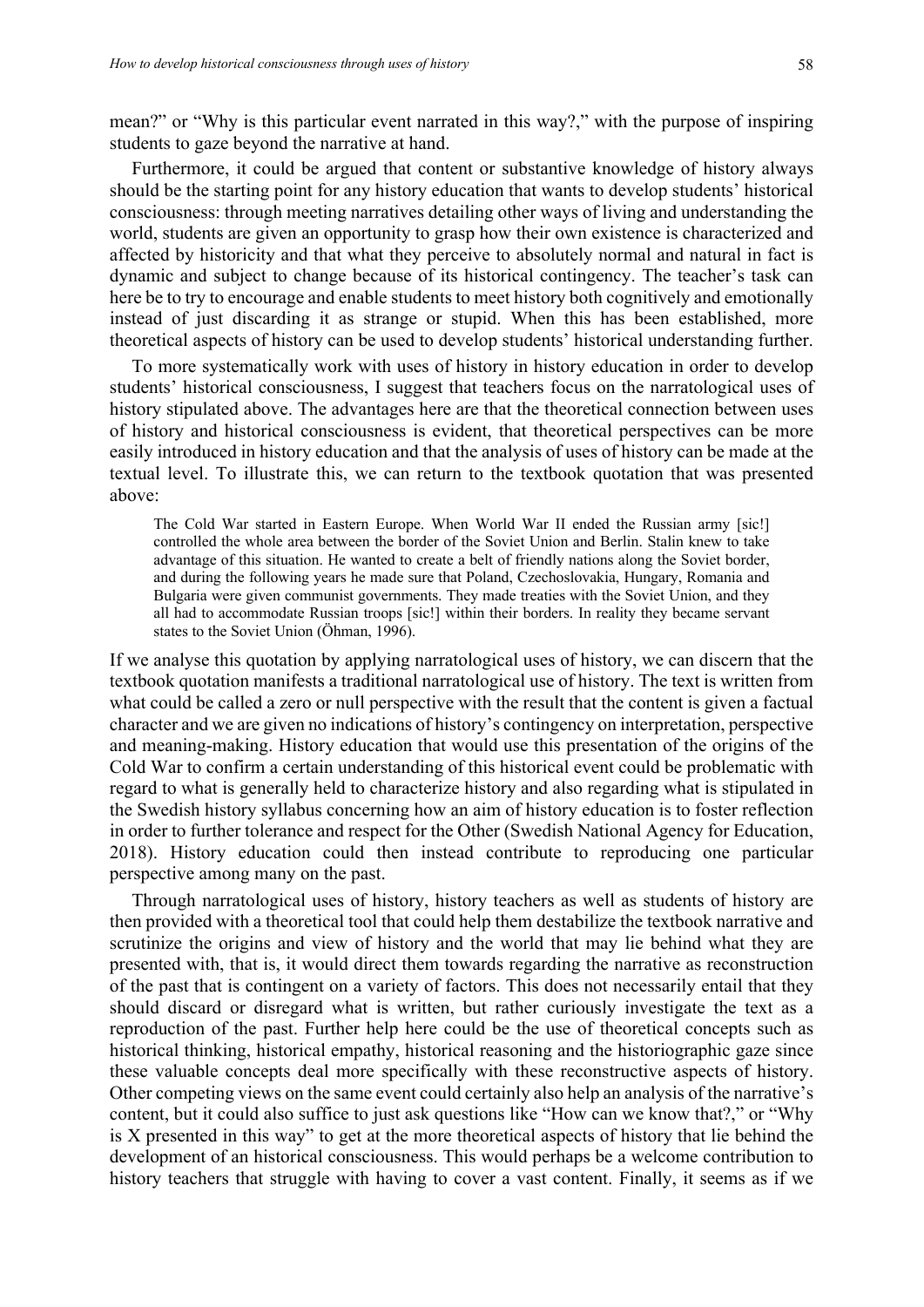mean?" or "Why is this particular event narrated in this way?," with the purpose of inspiring students to gaze beyond the narrative at hand.

Furthermore, it could be argued that content or substantive knowledge of history always should be the starting point for any history education that wants to develop students' historical consciousness: through meeting narratives detailing other ways of living and understanding the world, students are given an opportunity to grasp how their own existence is characterized and affected by historicity and that what they perceive to absolutely normal and natural in fact is dynamic and subject to change because of its historical contingency. The teacher's task can here be to try to encourage and enable students to meet history both cognitively and emotionally instead of just discarding it as strange or stupid. When this has been established, more theoretical aspects of history can be used to develop students' historical understanding further.

To more systematically work with uses of history in history education in order to develop students' historical consciousness, I suggest that teachers focus on the narratological uses of history stipulated above. The advantages here are that the theoretical connection between uses of history and historical consciousness is evident, that theoretical perspectives can be more easily introduced in history education and that the analysis of uses of history can be made at the textual level. To illustrate this, we can return to the textbook quotation that was presented above:

> The Cold War started in Eastern Europe. When World War II ended the Russian army [sic!] controlled the whole area between the border of the Soviet Union and Berlin. Stalin knew to take advantage of this situation. He wanted to create a belt of friendly nations along the Soviet border, and during the following years he made sure that Poland, Czechoslovakia, Hungary, Romania and Bulgaria were given communist governments. They made treaties with the Soviet Union, and they all had to accommodate Russian troops [sic!] within their borders. In reality they became servant states to the Soviet Union (Öhman, 1996).

If we analyse this quotation by applying narratological uses of history, we can discern that the textbook quotation manifests a traditional narratological use of history. The text is written from what could be called a zero or null perspective with the result that the content is given a factual character and we are given no indications of history's contingency on interpretation, perspective and meaning-making. History education that would use this presentation of the origins of the Cold War to confirm a certain understanding of this historical event could be problematic with regard to what is generally held to characterize history and also regarding what is stipulated in the Swedish history syllabus concerning how an aim of history education is to foster reflection in order to further tolerance and respect for the Other (Swedish National Agency for Education, 2018). History education could then instead contribute to reproducing one particular perspective among many on the past.

Through narratological uses of history, history teachers as well as students of history are then provided with a theoretical tool that could help them destabilize the textbook narrative and scrutinize the origins and view of history and the world that may lie behind what they are presented with, that is, it would direct them towards regarding the narrative as reconstruction of the past that is contingent on a variety of factors. This does not necessarily entail that they should discard or disregard what is written, but rather curiously investigate the text as a reproduction of the past. Further help here could be the use of theoretical concepts such as historical thinking, historical empathy, historical reasoning and the historiographic gaze since these valuable concepts deal more specifically with these reconstructive aspects of history. Other competing views on the same event could certainly also help an analysis of the narrative's content, but it could also suffice to just ask questions like "How can we know that?," or "Why is X presented in this way" to get at the more theoretical aspects of history that lie behind the development of an historical consciousness. This would perhaps be a welcome contribution to history teachers that struggle with having to cover a vast content. Finally, it seems as if we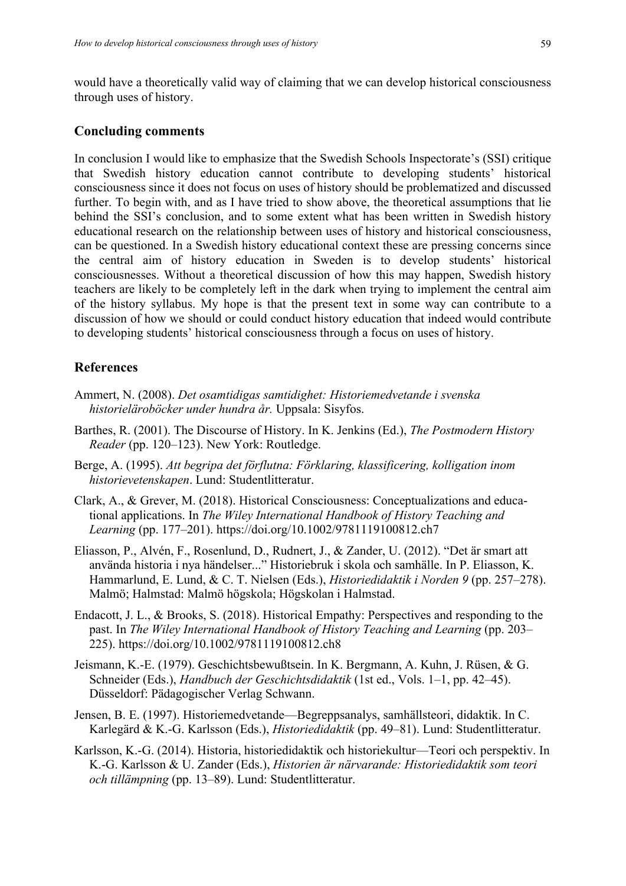would have a theoretically valid way of claiming that we can develop historical consciousness through uses of history.

## Concluding comments

In conclusion I would like to emphasize that the Swedish Schools Inspectorate's (SSI) critique that Swedish history education cannot contribute to developing students' historical consciousness since it does not focus on uses of history should be problematized and discussed further. To begin with, and as I have tried to show above, the theoretical assumptions that lie behind the SSI's conclusion, and to some extent what has been written in Swedish history educational research on the relationship between uses of history and historical consciousness, can be questioned. In a Swedish history educational context these are pressing concerns since the central aim of history education in Sweden is to develop students' historical consciousnesses. Without a theoretical discussion of how this may happen, Swedish history teachers are likely to be completely left in the dark when trying to implement the central aim of the history syllabus. My hope is that the present text in some way can contribute to a discussion of how we should or could conduct history education that indeed would contribute to developing students' historical consciousness through a focus on uses of history.

## References

Ammert, N. (2008). *Det osamtidigas samtidighet: Historiemedvetande i svenska historieläroböcker under hundra år.* Uppsala: Sisyfos.

Barthes, R. (2001). The Discourse of History. In K. Jenkins (Ed.), *The Postmodern History Reader* (pp. 120–123). New York: Routledge.

Berge, A. (1995). *Att begripa det förflutna: Förklaring, klassificering, kolligation inom historievetenskapen*. Lund: Studentlitteratur.

Clark, A., & Grever, M. (2018). Historical Consciousness: Conceptualizations and educational applications. In *The Wiley International Handbook of History Teaching and Learning* (pp. 177–201). https://doi.org/10.1002/9781119100812.ch7

Eliasson, P., Alvén, F., Rosenlund, D., Rudnert, J., & Zander, U. (2012). "Det är smart att använda historia i nya händelser..." Historiebruk i skola och samhälle. In P. Eliasson, K. Hammarlund, E. Lund, & C. T. Nielsen (Eds.), *Historiedidaktik i Norden 9* (pp. 257–278). Malmö; Halmstad: Malmö högskola; Högskolan i Halmstad.

Endacott, J. L., & Brooks, S. (2018). Historical Empathy: Perspectives and responding to the past. In *The Wiley International Handbook of History Teaching and Learning* (pp. 203–225). https://doi.org/10.1002/9781119100812.ch8

Jeismann, K.-E. (1979). Geschichtsbewußtsein. In K. Bergmann, A. Kuhn, J. Rüsen, & G. Schneider (Eds.), *Handbuch der Geschichtsdidaktik* (1st ed., Vols. 1–1, pp. 42–45). Düsseldorf: Pädagogischer Verlag Schwann.

Jensen, B. E. (1997). Historiemedvetande—Begreppsanalys, samhällsteori, didaktik. In C. Karlegärd & K.-G. Karlsson (Eds.), *Historiedidaktik* (pp. 49–81). Lund: Studentlitteratur.

Karlsson, K.-G. (2014). Historia, historiedidaktik och historiekultur—Teori och perspektiv. In K.-G. Karlsson & U. Zander (Eds.), *Historien är närvarande: Historiedidaktik som teori och tillämpning* (pp. 13–89). Lund: Studentlitteratur.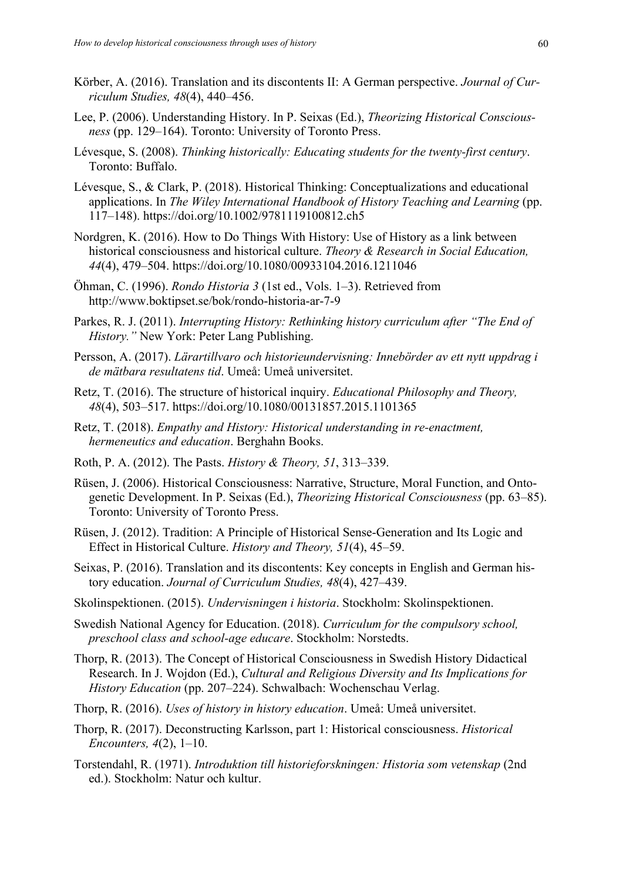Körber, A. (2016). Translation and its discontents II: A German perspective. *Journal of Curriculum Studies, 48*(4), 440–456.

Lee, P. (2006). Understanding History. In P. Seixas (Ed.), *Theorizing Historical Consciousness* (pp. 129–164). Toronto: University of Toronto Press.

Lévesque, S. (2008). *Thinking historically: Educating students for the twenty-first century*. Toronto: Buffalo.

Lévesque, S., & Clark, P. (2018). Historical Thinking: Conceptualizations and educational applications. In *The Wiley International Handbook of History Teaching and Learning* (pp. 117–148). https://doi.org/10.1002/9781119100812.ch5

Nordgren, K. (2016). How to Do Things With History: Use of History as a link between historical consciousness and historical culture. *Theory & Research in Social Education, 44*(4), 479–504. https://doi.org/10.1080/00933104.2016.1211046

Öhman, C. (1996). *Rondo Historia 3* (1st ed., Vols. 1–3). Retrieved from http://www.boktipset.se/bok/rondo-historia-ar-7-9

Parkes, R. J. (2011). *Interrupting History: Rethinking history curriculum after "The End of History."* New York: Peter Lang Publishing.

Persson, A. (2017). *Lärartillvaro och historieundervisning: Innebörder av ett nytt uppdrag i de mätbara resultatens tid*. Umeå: Umeå universitet.

Retz, T. (2016). The structure of historical inquiry. *Educational Philosophy and Theory, 48*(4), 503–517. https://doi.org/10.1080/00131857.2015.1101365

Retz, T. (2018). *Empathy and History: Historical understanding in re-enactment, hermeneutics and education*. Berghahn Books.

Roth, P. A. (2012). The Pasts. *History & Theory, 51*, 313–339.

Rüsen, J. (2006). Historical Consciousness: Narrative, Structure, Moral Function, and Ontogenetic Development. In P. Seixas (Ed.), *Theorizing Historical Consciousness* (pp. 63–85). Toronto: University of Toronto Press.

Rüsen, J. (2012). Tradition: A Principle of Historical Sense-Generation and Its Logic and Effect in Historical Culture. *History and Theory, 51*(4), 45–59.

Seixas, P. (2016). Translation and its discontents: Key concepts in English and German history education. *Journal of Curriculum Studies, 48*(4), 427–439.

Skolinspektionen. (2015). *Undervisningen i historia*. Stockholm: Skolinspektionen.

Swedish National Agency for Education. (2018). *Curriculum for the compulsory school, preschool class and school-age educare*. Stockholm: Norstedts.

Thorp, R. (2013). The Concept of Historical Consciousness in Swedish History Didactical Research. In J. Wojdon (Ed.), *Cultural and Religious Diversity and Its Implications for History Education* (pp. 207–224). Schwalbach: Wochenschau Verlag.

Thorp, R. (2016). *Uses of history in history education*. Umeå: Umeå universitet.

Thorp, R. (2017). Deconstructing Karlsson, part 1: Historical consciousness. *Historical Encounters, 4*(2), 1–10.

Torstendahl, R. (1971). *Introduktion till historieforskningen: Historia som vetenskap* (2nd ed.). Stockholm: Natur och kultur.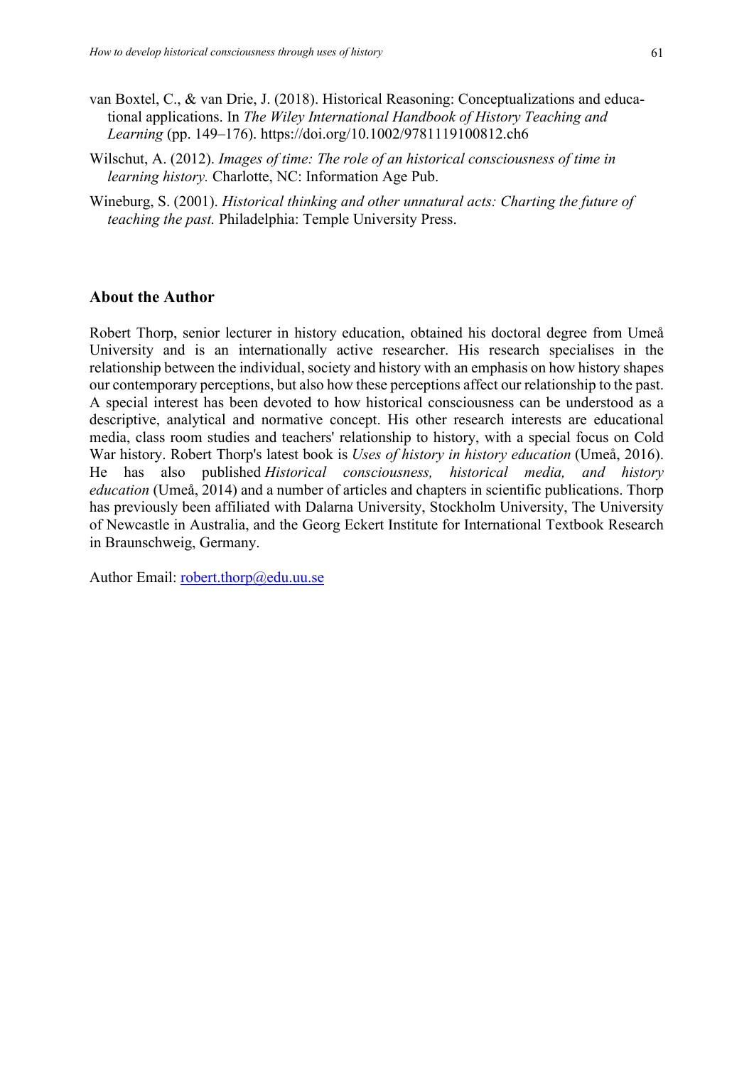van Boxtel, C., & van Drie, J. (2018). Historical Reasoning: Conceptualizations and educational applications. In *The Wiley International Handbook of History Teaching and Learning* (pp. 149–176). https://doi.org/10.1002/9781119100812.ch6

Wilschut, A. (2012). *Images of time: The role of an historical consciousness of time in learning history.* Charlotte, NC: Information Age Pub.

Wineburg, S. (2001). *Historical thinking and other unnatural acts: Charting the future of teaching the past.* Philadelphia: Temple University Press.

## About the Author

Robert Thorp, senior lecturer in history education, obtained his doctoral degree from Umeå University and is an internationally active researcher. His research specialises in the relationship between the individual, society and history with an emphasis on how history shapes our contemporary perceptions, but also how these perceptions affect our relationship to the past. A special interest has been devoted to how historical consciousness can be understood as a descriptive, analytical and normative concept. His other research interests are educational media, class room studies and teachers' relationship to history, with a special focus on Cold War history. Robert Thorp's latest book is *Uses of history in history education* (Umeå, 2016). He has also published *Historical consciousness, historical media, and history education* (Umeå, 2014) and a number of articles and chapters in scientific publications. Thorp has previously been affiliated with Dalarna University, Stockholm University, The University of Newcastle in Australia, and the Georg Eckert Institute for International Textbook Research in Braunschweig, Germany.

Author Email: robert.thorp@edu.uu.se